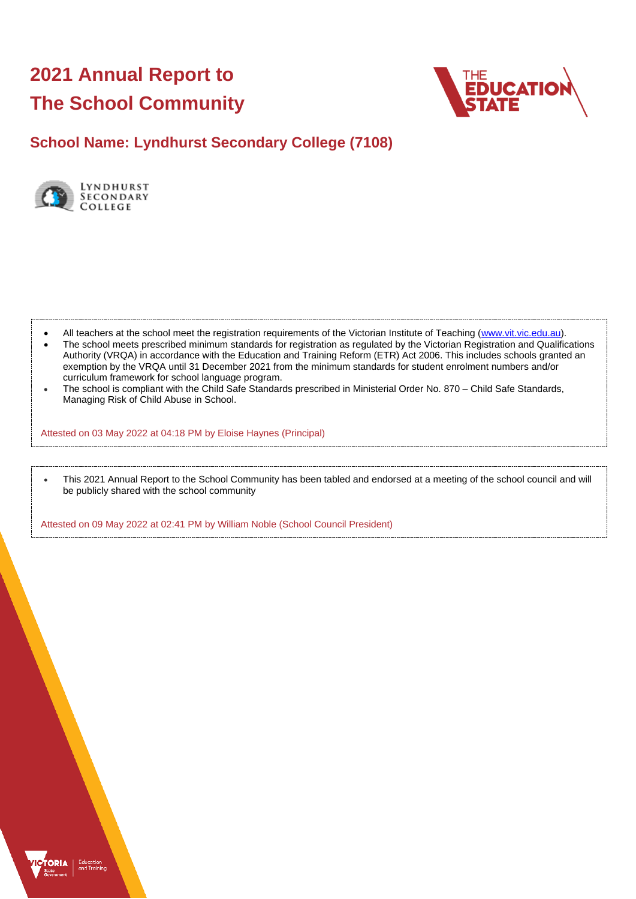# 2021 Annual Report to The School Community

## School Name: Lyndhurst Secondary College (7108)

- All teachers at the school meet the registration requirements of the Victorian Institute of Teaching (www.vit.vic.edu.au).
- The school meets prescribed minimum standards for registration as regulated by the Victorian Registration and Qualifications Authority (VRQA) in accordance with the Education and Training Reform (ETR) Act 2006. This includes schools granted an exemption by the VRQA until 31 December 2021 from the minimum standards for student enrolment numbers and/or curriculum framework for school language program.
- The school is compliant with the Child Safe Standards prescribed in Ministerial Order No. 870 – Child Safe Standards, Managing Risk of Child Abuse in School.

Attested on 03 May 2022 at 04:18 PM by Eloise Haynes (Principal)

- This 2021 Annual Report to the School Community has been tabled and endorsed at a meeting of the school council and will be publicly shared with the school community

Attested on 09 May 2022 at 02:41 PM by William Noble (School Council President)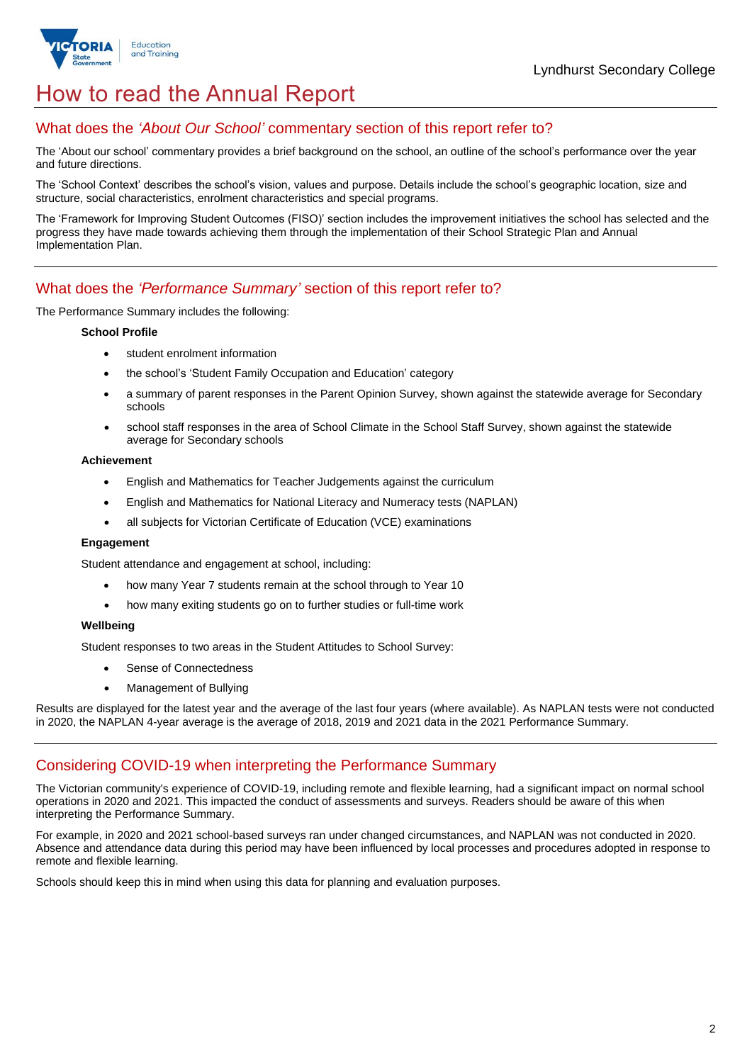# How to read the Annual Report

## What does the *'About Our School'* commentary section of this report refer to?

The 'About our school' commentary provides a brief background on the school, an outline of the school's performance over the year and future directions.

The 'School Context' describes the school's vision, values and purpose. Details include the school's geographic location, size and structure, social characteristics, enrolment characteristics and special programs.

The 'Framework for Improving Student Outcomes (FISO)' section includes the improvement initiatives the school has selected and the progress they have made towards achieving them through the implementation of their School Strategic Plan and Annual Implementation Plan.

## What does the *'Performance Summary'* section of this report refer to?

The Performance Summary includes the following:

**School Profile**

- student enrolment information
- the school's 'Student Family Occupation and Education' category
- a summary of parent responses in the Parent Opinion Survey, shown against the statewide average for Secondary schools
- school staff responses in the area of School Climate in the School Staff Survey, shown against the statewide average for Secondary schools

**Achievement**

- English and Mathematics for Teacher Judgements against the curriculum
- English and Mathematics for National Literacy and Numeracy tests (NAPLAN)
- all subjects for Victorian Certificate of Education (VCE) examinations

**Engagement**

Student attendance and engagement at school, including:

- how many Year 7 students remain at the school through to Year 10
- how many exiting students go on to further studies or full-time work

**Wellbeing**

Student responses to two areas in the Student Attitudes to School Survey:

- Sense of Connectedness
- Management of Bullying

Results are displayed for the latest year and the average of the last four years (where available). As NAPLAN tests were not conducted in 2020, the NAPLAN 4-year average is the average of 2018, 2019 and 2021 data in the 2021 Performance Summary.

## Considering COVID-19 when interpreting the Performance Summary

The Victorian community's experience of COVID-19, including remote and flexible learning, had a significant impact on normal school operations in 2020 and 2021. This impacted the conduct of assessments and surveys. Readers should be aware of this when interpreting the Performance Summary.

For example, in 2020 and 2021 school-based surveys ran under changed circumstances, and NAPLAN was not conducted in 2020. Absence and attendance data during this period may have been influenced by local processes and procedures adopted in response to remote and flexible learning.

Schools should keep this in mind when using this data for planning and evaluation purposes.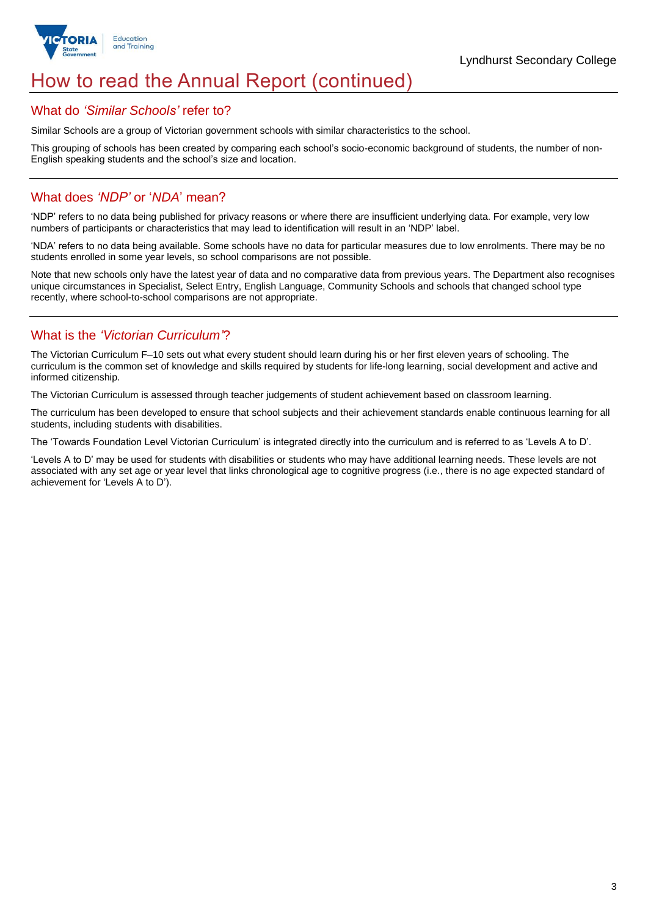# How to read the Annual Report (continued)

## What do *'Similar Schools'* refer to?

Similar Schools are a group of Victorian government schools with similar characteristics to the school.

This grouping of schools has been created by comparing each school's socio-economic background of students, the number of non-English speaking students and the school's size and location.

## What does *'NDP'* or '*NDA*' mean?

'NDP' refers to no data being published for privacy reasons or where there are insufficient underlying data. For example, very low numbers of participants or characteristics that may lead to identification will result in an 'NDP' label.

'NDA' refers to no data being available. Some schools have no data for particular measures due to low enrolments. There may be no students enrolled in some year levels, so school comparisons are not possible.

Note that new schools only have the latest year of data and no comparative data from previous years. The Department also recognises unique circumstances in Specialist, Select Entry, English Language, Community Schools and schools that changed school type recently, where school-to-school comparisons are not appropriate.

## What is the *'Victorian Curriculum'*?

The Victorian Curriculum F–10 sets out what every student should learn during his or her first eleven years of schooling. The curriculum is the common set of knowledge and skills required by students for life-long learning, social development and active and informed citizenship.

The Victorian Curriculum is assessed through teacher judgements of student achievement based on classroom learning.

The curriculum has been developed to ensure that school subjects and their achievement standards enable continuous learning for all students, including students with disabilities.

The 'Towards Foundation Level Victorian Curriculum' is integrated directly into the curriculum and is referred to as 'Levels A to D'.

'Levels A to D' may be used for students with disabilities or students who may have additional learning needs. These levels are not associated with any set age or year level that links chronological age to cognitive progress (i.e., there is no age expected standard of achievement for 'Levels A to D').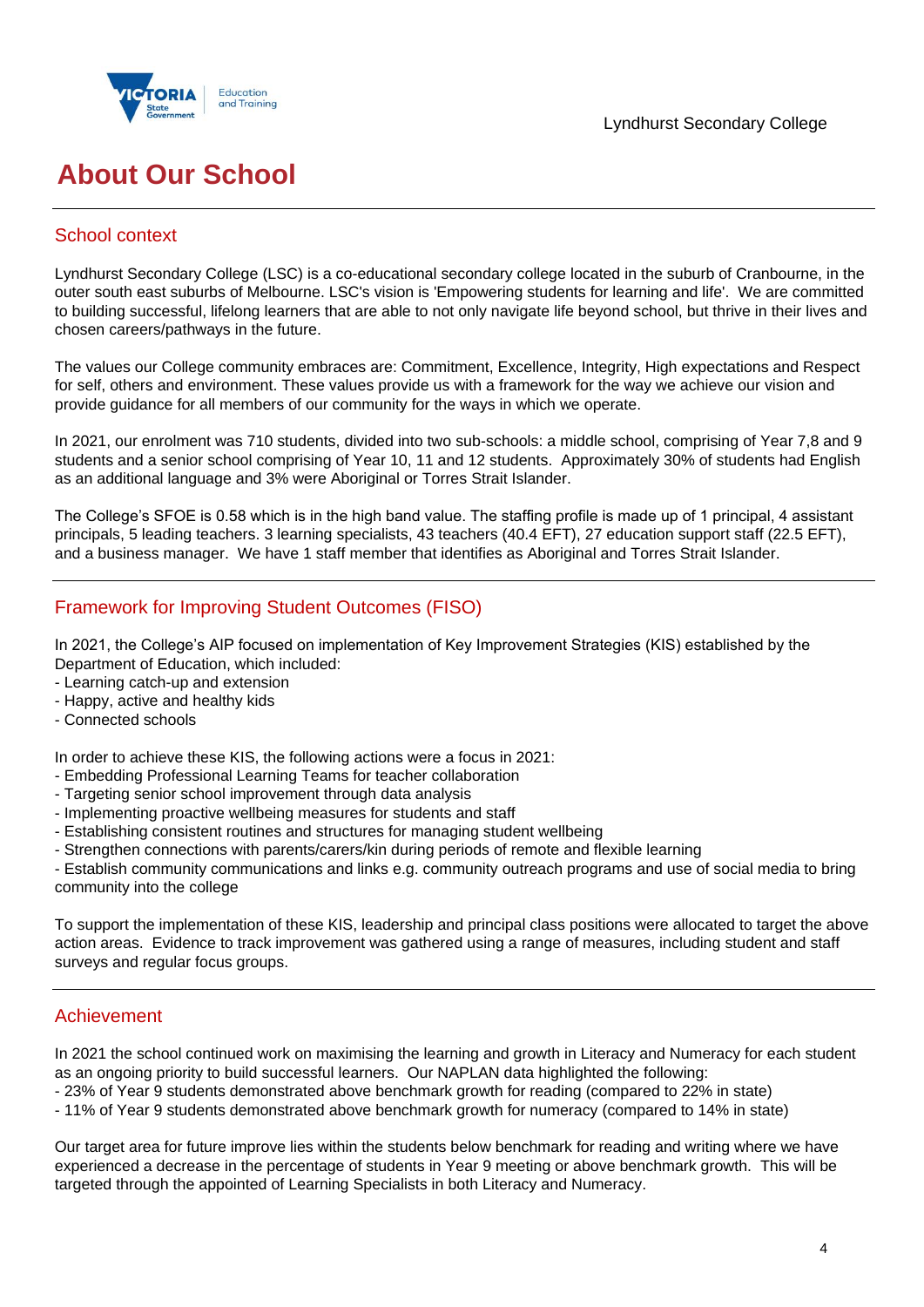Lyndhurst Secondary College

# About Our School

## School context

Lyndhurst Secondary College (LSC) is a co-educational secondary college located in the suburb of Cranbourne, in the outer south east suburbs of Melbourne. LSC's vision is 'Empowering students for learning and life'. We are committed to building successful, lifelong learners that are able to not only navigate life beyond school, but thrive in their lives and chosen careers/pathways in the future.

The values our College community embraces are: Commitment, Excellence, Integrity, High expectations and Respect for self, others and environment. These values provide us with a framework for the way we achieve our vision and provide guidance for all members of our community for the ways in which we operate.

In 2021, our enrolment was 710 students, divided into two sub-schools: a middle school, comprising of Year 7,8 and 9 students and a senior school comprising of Year 10, 11 and 12 students. Approximately 30% of students had English as an additional language and 3% were Aboriginal or Torres Strait Islander.

The College's SFOE is 0.58 which is in the high band value. The staffing profile is made up of 1 principal, 4 assistant principals, 5 leading teachers. 3 learning specialists, 43 teachers (40.4 EFT), 27 education support staff (22.5 EFT), and a business manager. We have 1 staff member that identifies as Aboriginal and Torres Strait Islander.

## Framework for Improving Student Outcomes (FISO)

In 2021, the College's AIP focused on implementation of Key Improvement Strategies (KIS) established by the Department of Education, which included:
- Learning catch-up and extension
- Happy, active and healthy kids
- Connected schools

In order to achieve these KIS, the following actions were a focus in 2021:
- Embedding Professional Learning Teams for teacher collaboration
- Targeting senior school improvement through data analysis
- Implementing proactive wellbeing measures for students and staff
- Establishing consistent routines and structures for managing student wellbeing
- Strengthen connections with parents/carers/kin during periods of remote and flexible learning
- Establish community communications and links e.g. community outreach programs and use of social media to bring community into the college

To support the implementation of these KIS, leadership and principal class positions were allocated to target the above action areas. Evidence to track improvement was gathered using a range of measures, including student and staff surveys and regular focus groups.

## Achievement

In 2021 the school continued work on maximising the learning and growth in Literacy and Numeracy for each student as an ongoing priority to build successful learners. Our NAPLAN data highlighted the following:
- 23% of Year 9 students demonstrated above benchmark growth for reading (compared to 22% in state)
- 11% of Year 9 students demonstrated above benchmark growth for numeracy (compared to 14% in state)

Our target area for future improve lies within the students below benchmark for reading and writing where we have experienced a decrease in the percentage of students in Year 9 meeting or above benchmark growth. This will be targeted through the appointed of Learning Specialists in both Literacy and Numeracy.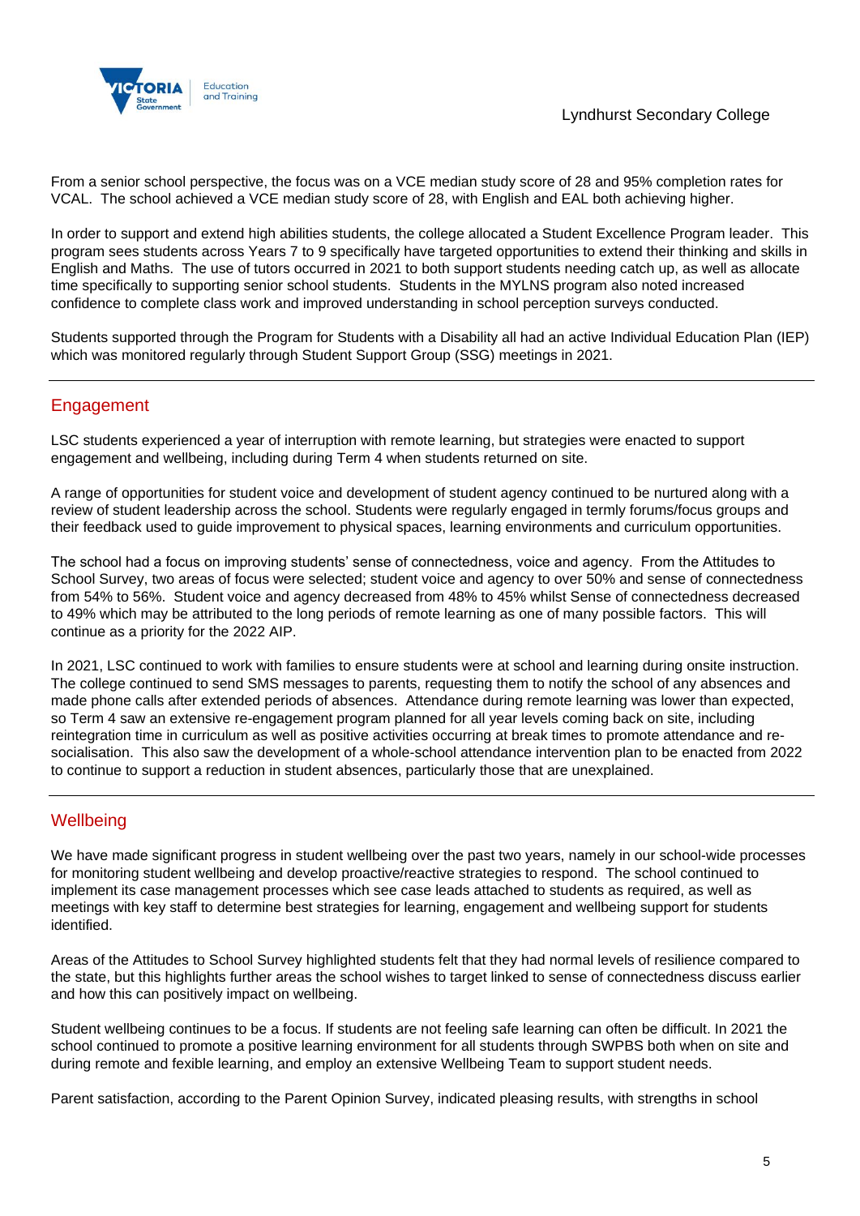From a senior school perspective, the focus was on a VCE median study score of 28 and 95% completion rates for VCAL. The school achieved a VCE median study score of 28, with English and EAL both achieving higher.

In order to support and extend high abilities students, the college allocated a Student Excellence Program leader. This program sees students across Years 7 to 9 specifically have targeted opportunities to extend their thinking and skills in English and Maths. The use of tutors occurred in 2021 to both support students needing catch up, as well as allocate time specifically to supporting senior school students. Students in the MYLNS program also noted increased confidence to complete class work and improved understanding in school perception surveys conducted.

Students supported through the Program for Students with a Disability all had an active Individual Education Plan (IEP) which was monitored regularly through Student Support Group (SSG) meetings in 2021.

## Engagement

LSC students experienced a year of interruption with remote learning, but strategies were enacted to support engagement and wellbeing, including during Term 4 when students returned on site.

A range of opportunities for student voice and development of student agency continued to be nurtured along with a review of student leadership across the school. Students were regularly engaged in termly forums/focus groups and their feedback used to guide improvement to physical spaces, learning environments and curriculum opportunities.

The school had a focus on improving students' sense of connectedness, voice and agency. From the Attitudes to School Survey, two areas of focus were selected; student voice and agency to over 50% and sense of connectedness from 54% to 56%. Student voice and agency decreased from 48% to 45% whilst Sense of connectedness decreased to 49% which may be attributed to the long periods of remote learning as one of many possible factors. This will continue as a priority for the 2022 AIP.

In 2021, LSC continued to work with families to ensure students were at school and learning during onsite instruction. The college continued to send SMS messages to parents, requesting them to notify the school of any absences and made phone calls after extended periods of absences. Attendance during remote learning was lower than expected, so Term 4 saw an extensive re-engagement program planned for all year levels coming back on site, including reintegration time in curriculum as well as positive activities occurring at break times to promote attendance and re-socialisation. This also saw the development of a whole-school attendance intervention plan to be enacted from 2022 to continue to support a reduction in student absences, particularly those that are unexplained.

## Wellbeing

We have made significant progress in student wellbeing over the past two years, namely in our school-wide processes for monitoring student wellbeing and develop proactive/reactive strategies to respond. The school continued to implement its case management processes which see case leads attached to students as required, as well as meetings with key staff to determine best strategies for learning, engagement and wellbeing support for students identified.

Areas of the Attitudes to School Survey highlighted students felt that they had normal levels of resilience compared to the state, but this highlights further areas the school wishes to target linked to sense of connectedness discuss earlier and how this can positively impact on wellbeing.

Student wellbeing continues to be a focus. If students are not feeling safe learning can often be difficult. In 2021 the school continued to promote a positive learning environment for all students through SWPBS both when on site and during remote and fexible learning, and employ an extensive Wellbeing Team to support student needs.

Parent satisfaction, according to the Parent Opinion Survey, indicated pleasing results, with strengths in school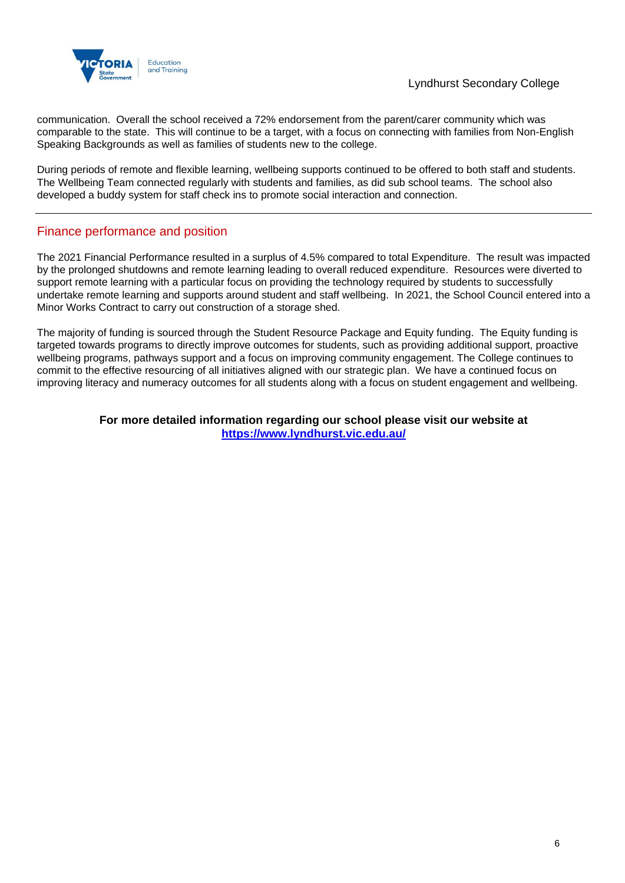communication. Overall the school received a 72% endorsement from the parent/carer community which was comparable to the state. This will continue to be a target, with a focus on connecting with families from Non-English Speaking Backgrounds as well as families of students new to the college.

During periods of remote and flexible learning, wellbeing supports continued to be offered to both staff and students. The Wellbeing Team connected regularly with students and families, as did sub school teams. The school also developed a buddy system for staff check ins to promote social interaction and connection.

## Finance performance and position

The 2021 Financial Performance resulted in a surplus of 4.5% compared to total Expenditure. The result was impacted by the prolonged shutdowns and remote learning leading to overall reduced expenditure. Resources were diverted to support remote learning with a particular focus on providing the technology required by students to successfully undertake remote learning and supports around student and staff wellbeing. In 2021, the School Council entered into a Minor Works Contract to carry out construction of a storage shed.

The majority of funding is sourced through the Student Resource Package and Equity funding. The Equity funding is targeted towards programs to directly improve outcomes for students, such as providing additional support, proactive wellbeing programs, pathways support and a focus on improving community engagement. The College continues to commit to the effective resourcing of all initiatives aligned with our strategic plan. We have a continued focus on improving literacy and numeracy outcomes for all students along with a focus on student engagement and wellbeing.

**For more detailed information regarding our school please visit our website at**
**https://www.lyndhurst.vic.edu.au/**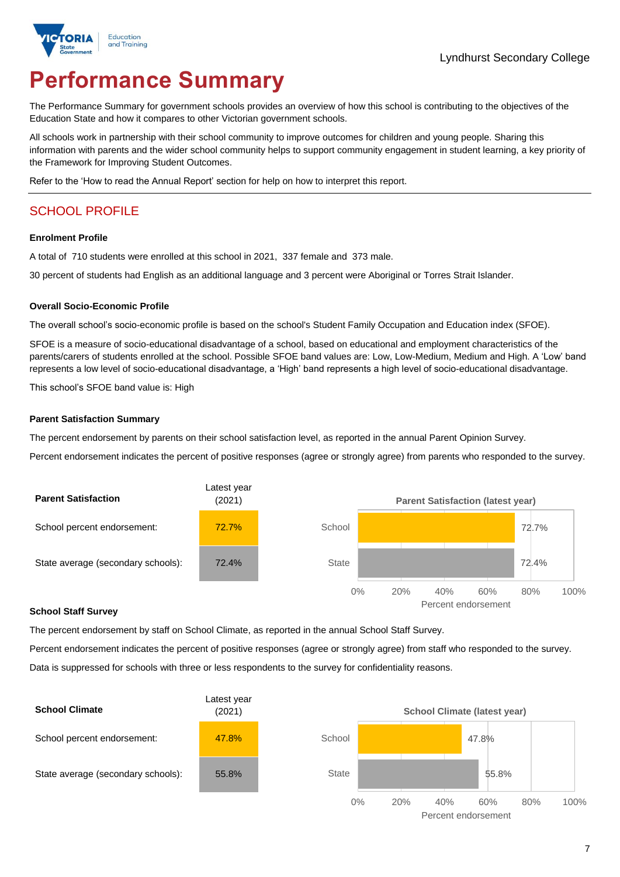Lyndhurst Secondary College

# Performance Summary

The Performance Summary for government schools provides an overview of how this school is contributing to the objectives of the Education State and how it compares to other Victorian government schools.

All schools work in partnership with their school community to improve outcomes for children and young people. Sharing this information with parents and the wider school community helps to support community engagement in student learning, a key priority of the Framework for Improving Student Outcomes.

Refer to the 'How to read the Annual Report' section for help on how to interpret this report.

## SCHOOL PROFILE

### Enrolment Profile

A total of 710 students were enrolled at this school in 2021, 337 female and 373 male.

30 percent of students had English as an additional language and 3 percent were Aboriginal or Torres Strait Islander.

### Overall Socio-Economic Profile

The overall school's socio-economic profile is based on the school's Student Family Occupation and Education index (SFOE).

SFOE is a measure of socio-educational disadvantage of a school, based on educational and employment characteristics of the parents/carers of students enrolled at the school. Possible SFOE band values are: Low, Low-Medium, Medium and High. A 'Low' band represents a low level of socio-educational disadvantage, a 'High' band represents a high level of socio-educational disadvantage.

This school's SFOE band value is: High

### Parent Satisfaction Summary

The percent endorsement by parents on their school satisfaction level, as reported in the annual Parent Opinion Survey.

Percent endorsement indicates the percent of positive responses (agree or strongly agree) from parents who responded to the survey.

| Parent Satisfaction | Latest year (2021) |
|---|---|
| School percent endorsement: | 72.7% |
| State average (secondary schools): | 72.4% |

Parent Satisfaction (latest year)

| | Percent endorsement |
|---|---|
| School | 72.7% |
| State | 72.4% |

### School Staff Survey

The percent endorsement by staff on School Climate, as reported in the annual School Staff Survey.

Percent endorsement indicates the percent of positive responses (agree or strongly agree) from staff who responded to the survey.

Data is suppressed for schools with three or less respondents to the survey for confidentiality reasons.

| School Climate | Latest year (2021) |
|---|---|
| School percent endorsement: | 47.8% |
| State average (secondary schools): | 55.8% |

School Climate (latest year)

| | Percent endorsement |
|---|---|
| School | 47.8% |
| State | 55.8% |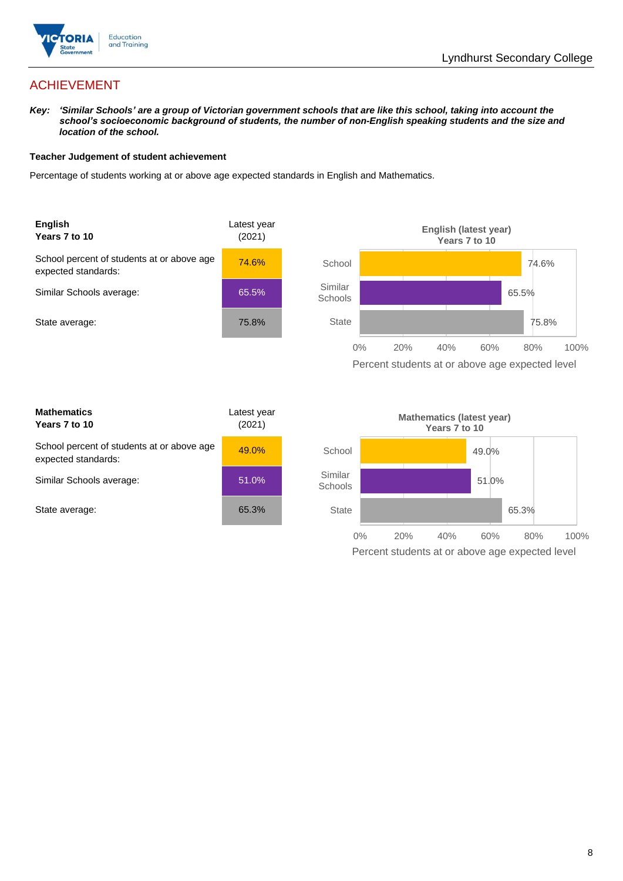## ACHIEVEMENT

**Key:** ***'Similar Schools' are a group of Victorian government schools that are like this school, taking into account the school's socioeconomic background of students, the number of non-English speaking students and the size and location of the school.***

**Teacher Judgement of student achievement**

Percentage of students working at or above age expected standards in English and Mathematics.

| **English** **Years 7 to 10** | Latest year (2021) |
|---|---|
| School percent of students at or above age expected standards: | 74.6% |
| Similar Schools average: | 65.5% |
| State average: | 75.8% |

**English (latest year)**
**Years 7 to 10**

| | Percent students at or above age expected level |
|---|---|
| School | 74.6% |
| Similar Schools | 65.5% |
| State | 75.8% |

| **Mathematics** **Years 7 to 10** | Latest year (2021) |
|---|---|
| School percent of students at or above age expected standards: | 49.0% |
| Similar Schools average: | 51.0% |
| State average: | 65.3% |

**Mathematics (latest year)**
**Years 7 to 10**

| | Percent students at or above age expected level |
|---|---|
| School | 49.0% |
| Similar Schools | 51.0% |
| State | 65.3% |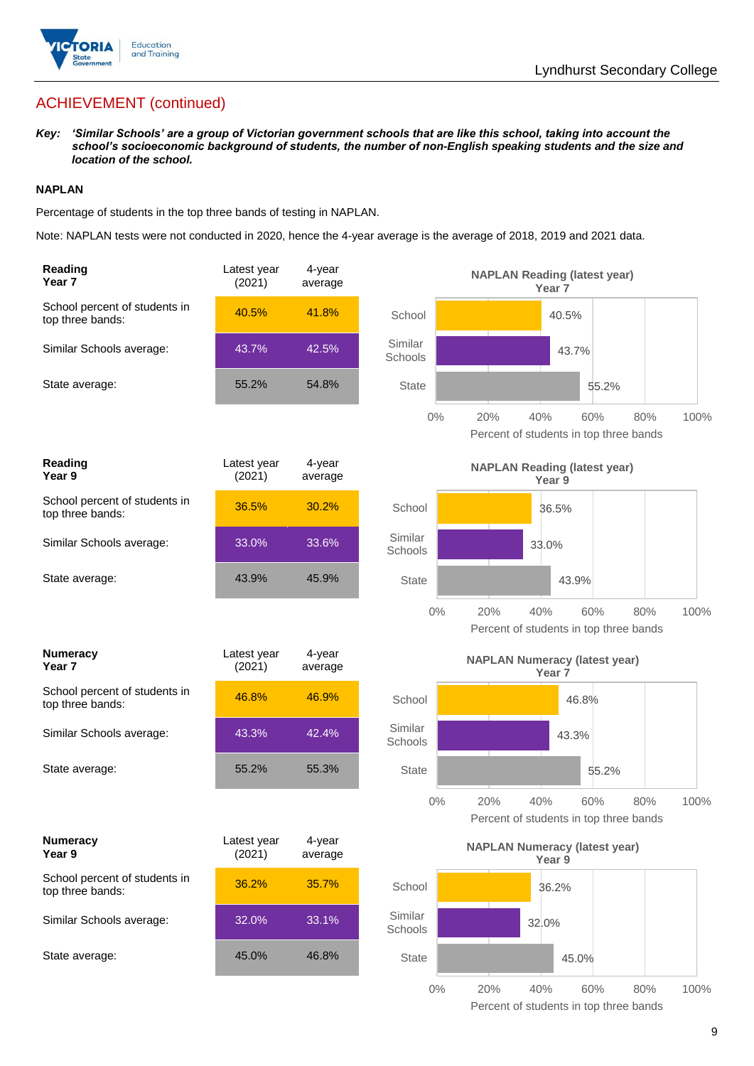## ACHIEVEMENT (continued)

***Key:*** ***'Similar Schools' are a group of Victorian government schools that are like this school, taking into account the school's socioeconomic background of students, the number of non-English speaking students and the size and location of the school.***

**NAPLAN**

Percentage of students in the top three bands of testing in NAPLAN.

Note: NAPLAN tests were not conducted in 2020, hence the 4-year average is the average of 2018, 2019 and 2021 data.

| **Reading Year 7** | Latest year (2021) | 4-year average |
|---|---|---|
| School percent of students in top three bands: | 40.5% | 41.8% |
| Similar Schools average: | 43.7% | 42.5% |
| State average: | 55.2% | 54.8% |

**NAPLAN Reading (latest year) Year 7**

| | Percent of students in top three bands |
|---|---|
| School | 40.5% |
| Similar Schools | 43.7% |
| State | 55.2% |

| **Reading Year 9** | Latest year (2021) | 4-year average |
|---|---|---|
| School percent of students in top three bands: | 36.5% | 30.2% |
| Similar Schools average: | 33.0% | 33.6% |
| State average: | 43.9% | 45.9% |

**NAPLAN Reading (latest year) Year 9**

| | Percent of students in top three bands |
|---|---|
| School | 36.5% |
| Similar Schools | 33.0% |
| State | 43.9% |

| **Numeracy Year 7** | Latest year (2021) | 4-year average |
|---|---|---|
| School percent of students in top three bands: | 46.8% | 46.9% |
| Similar Schools average: | 43.3% | 42.4% |
| State average: | 55.2% | 55.3% |

**NAPLAN Numeracy (latest year) Year 7**

| | Percent of students in top three bands |
|---|---|
| School | 46.8% |
| Similar Schools | 43.3% |
| State | 55.2% |

| **Numeracy Year 9** | Latest year (2021) | 4-year average |
|---|---|---|
| School percent of students in top three bands: | 36.2% | 35.7% |
| Similar Schools average: | 32.0% | 33.1% |
| State average: | 45.0% | 46.8% |

**NAPLAN Numeracy (latest year) Year 9**

| | Percent of students in top three bands |
|---|---|
| School | 36.2% |
| Similar Schools | 32.0% |
| State | 45.0% |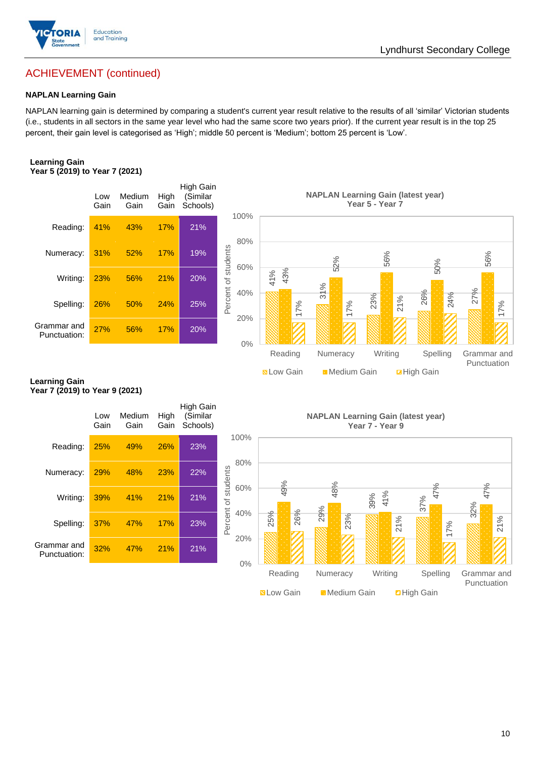## ACHIEVEMENT (continued)

**NAPLAN Learning Gain**

NAPLAN learning gain is determined by comparing a student's current year result relative to the results of all 'similar' Victorian students (i.e., students in all sectors in the same year level who had the same score two years prior). If the current year result is in the top 25 percent, their gain level is categorised as 'High'; middle 50 percent is 'Medium'; bottom 25 percent is 'Low'.

**Learning Gain**
**Year 5 (2019) to Year 7 (2021)**

| | Low Gain | Medium Gain | High Gain | High Gain (Similar Schools) |
|---|---|---|---|---|
| Reading: | 41% | 43% | 17% | 21% |
| Numeracy: | 31% | 52% | 17% | 19% |
| Writing: | 23% | 56% | 21% | 20% |
| Spelling: | 26% | 50% | 24% | 25% |
| Grammar and Punctuation: | 27% | 56% | 17% | 20% |

**NAPLAN Learning Gain (latest year)**
**Year 5 - Year 7**

| | Low Gain | Medium Gain | High Gain |
|---|---|---|---|
| Reading | 41% | 43% | 17% |
| Numeracy | 31% | 52% | 17% |
| Writing | 23% | 56% | 21% |
| Spelling | 26% | 50% | 24% |
| Grammar and Punctuation | 27% | 56% | 17% |

**Learning Gain**
**Year 7 (2019) to Year 9 (2021)**

| | Low Gain | Medium Gain | High Gain | High Gain (Similar Schools) |
|---|---|---|---|---|
| Reading: | 25% | 49% | 26% | 23% |
| Numeracy: | 29% | 48% | 23% | 22% |
| Writing: | 39% | 41% | 21% | 21% |
| Spelling: | 37% | 47% | 17% | 23% |
| Grammar and Punctuation: | 32% | 47% | 21% | 21% |

**NAPLAN Learning Gain (latest year)**
**Year 7 - Year 9**

| | Low Gain | Medium Gain | High Gain |
|---|---|---|---|
| Reading | 25% | 49% | 26% |
| Numeracy | 29% | 48% | 23% |
| Writing | 39% | 41% | 21% |
| Spelling | 37% | 47% | 17% |
| Grammar and Punctuation | 32% | 47% | 21% |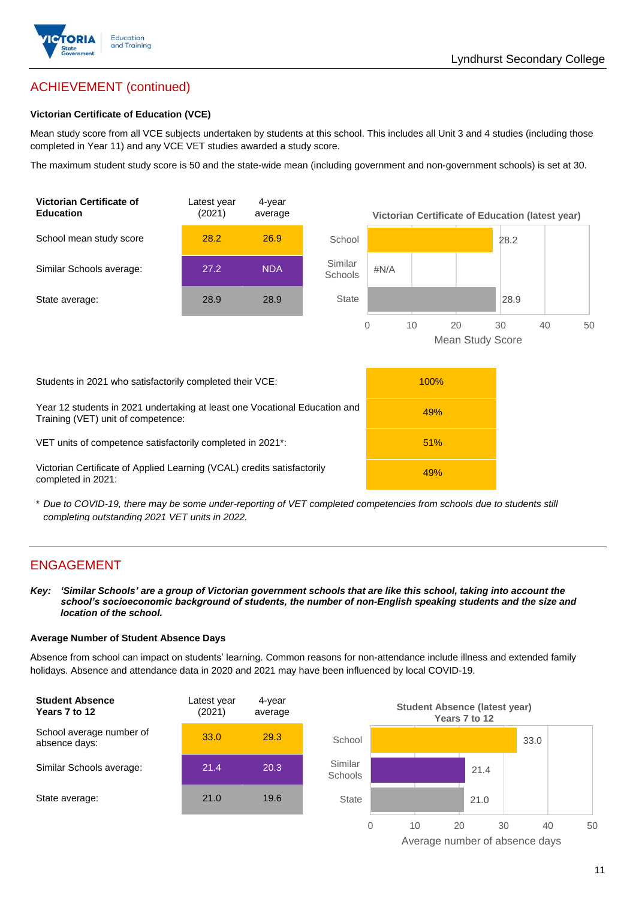## ACHIEVEMENT (continued)

### Victorian Certificate of Education (VCE)

Mean study score from all VCE subjects undertaken by students at this school. This includes all Unit 3 and 4 studies (including those completed in Year 11) and any VCE VET studies awarded a study score.

The maximum student study score is 50 and the state-wide mean (including government and non-government schools) is set at 30.

| Victorian Certificate of Education | Latest year (2021) | 4-year average |
|---|---|---|
| School mean study score | 28.2 | 26.9 |
| Similar Schools average: | 27.2 | NDA |
| State average: | 28.9 | 28.9 |

**Victorian Certificate of Education (latest year)**

| | Mean Study Score |
|---|---|
| School | 28.2 |
| Similar Schools | #N/A |
| State | 28.9 |

| | |
|---|---|
| Students in 2021 who satisfactorily completed their VCE: | 100% |
| Year 12 students in 2021 undertaking at least one Vocational Education and Training (VET) unit of competence: | 49% |
| VET units of competence satisfactorily completed in 2021*: | 51% |
| Victorian Certificate of Applied Learning (VCAL) credits satisfactorily completed in 2021: | 49% |

\* *Due to COVID-19, there may be some under-reporting of VET completed competencies from schools due to students still completing outstanding 2021 VET units in 2022.*

## ENGAGEMENT

***Key:*** ***'Similar Schools' are a group of Victorian government schools that are like this school, taking into account the school's socioeconomic background of students, the number of non-English speaking students and the size and location of the school.***

### Average Number of Student Absence Days

Absence from school can impact on students' learning. Common reasons for non-attendance include illness and extended family holidays. Absence and attendance data in 2020 and 2021 may have been influenced by local COVID-19.

| Student Absence Years 7 to 12 | Latest year (2021) | 4-year average |
|---|---|---|
| School average number of absence days: | 33.0 | 29.3 |
| Similar Schools average: | 21.4 | 20.3 |
| State average: | 21.0 | 19.6 |

**Student Absence (latest year) Years 7 to 12**

| | Average number of absence days |
|---|---|
| School | 33.0 |
| Similar Schools | 21.4 |
| State | 21.0 |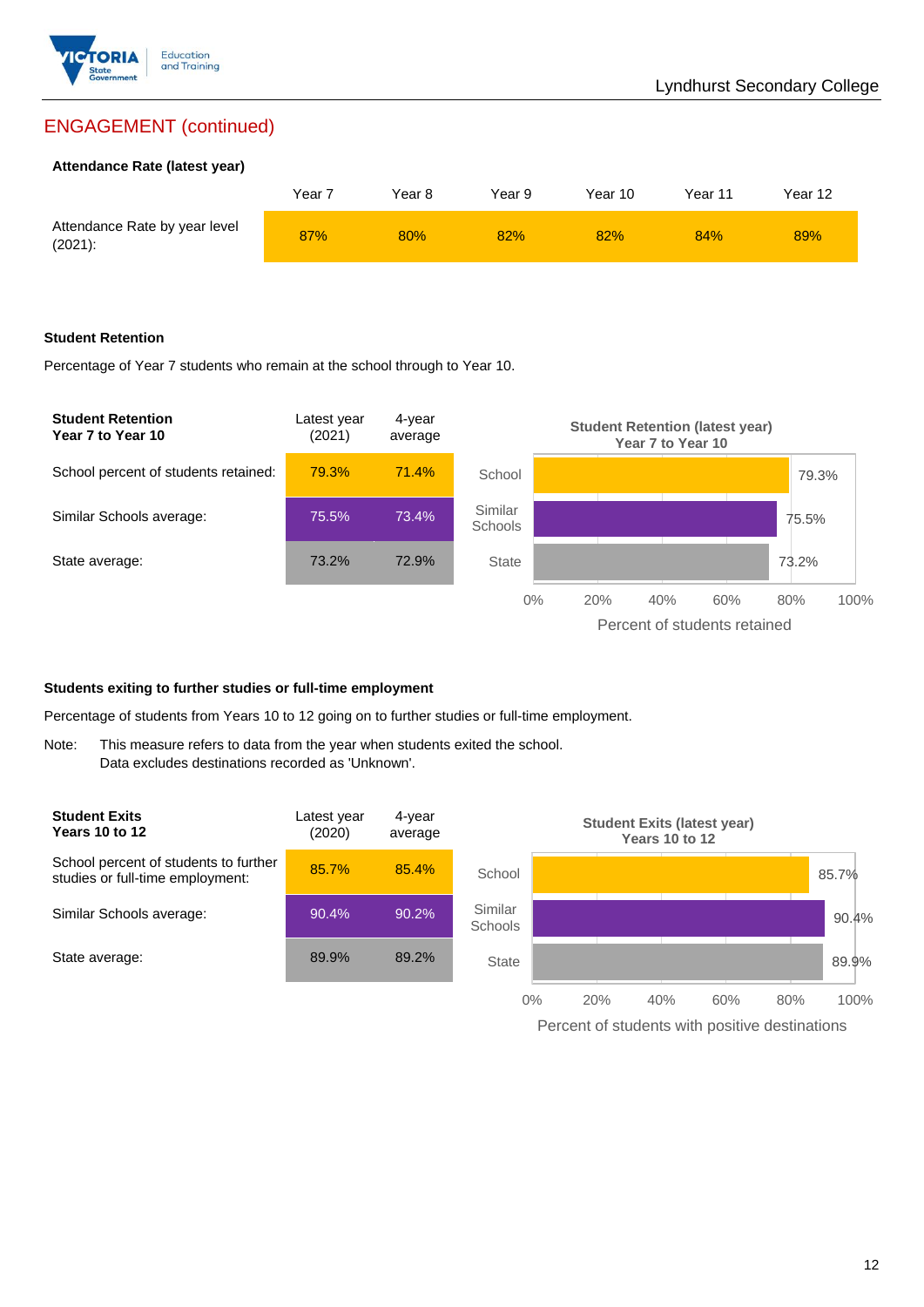## ENGAGEMENT (continued)

### Attendance Rate (latest year)

| | Year 7 | Year 8 | Year 9 | Year 10 | Year 11 | Year 12 |
|---|---|---|---|---|---|---|
| Attendance Rate by year level (2021): | 87% | 80% | 82% | 82% | 84% | 89% |

### Student Retention

Percentage of Year 7 students who remain at the school through to Year 10.

| Student Retention Year 7 to Year 10 | Latest year (2021) | 4-year average |
|---|---|---|
| School percent of students retained: | 79.3% | 71.4% |
| Similar Schools average: | 75.5% | 73.4% |
| State average: | 73.2% | 72.9% |

**Student Retention (latest year) Year 7 to Year 10**

| | Percent of students retained |
|---|---|
| School | 79.3% |
| Similar Schools | 75.5% |
| State | 73.2% |

### Students exiting to further studies or full-time employment

Percentage of students from Years 10 to 12 going on to further studies or full-time employment.

Note: This measure refers to data from the year when students exited the school. Data excludes destinations recorded as 'Unknown'.

| Student Exits Years 10 to 12 | Latest year (2020) | 4-year average |
|---|---|---|
| School percent of students to further studies or full-time employment: | 85.7% | 85.4% |
| Similar Schools average: | 90.4% | 90.2% |
| State average: | 89.9% | 89.2% |

**Student Exits (latest year) Years 10 to 12**

| | Percent of students with positive destinations |
|---|---|
| School | 85.7% |
| Similar Schools | 90.4% |
| State | 89.9% |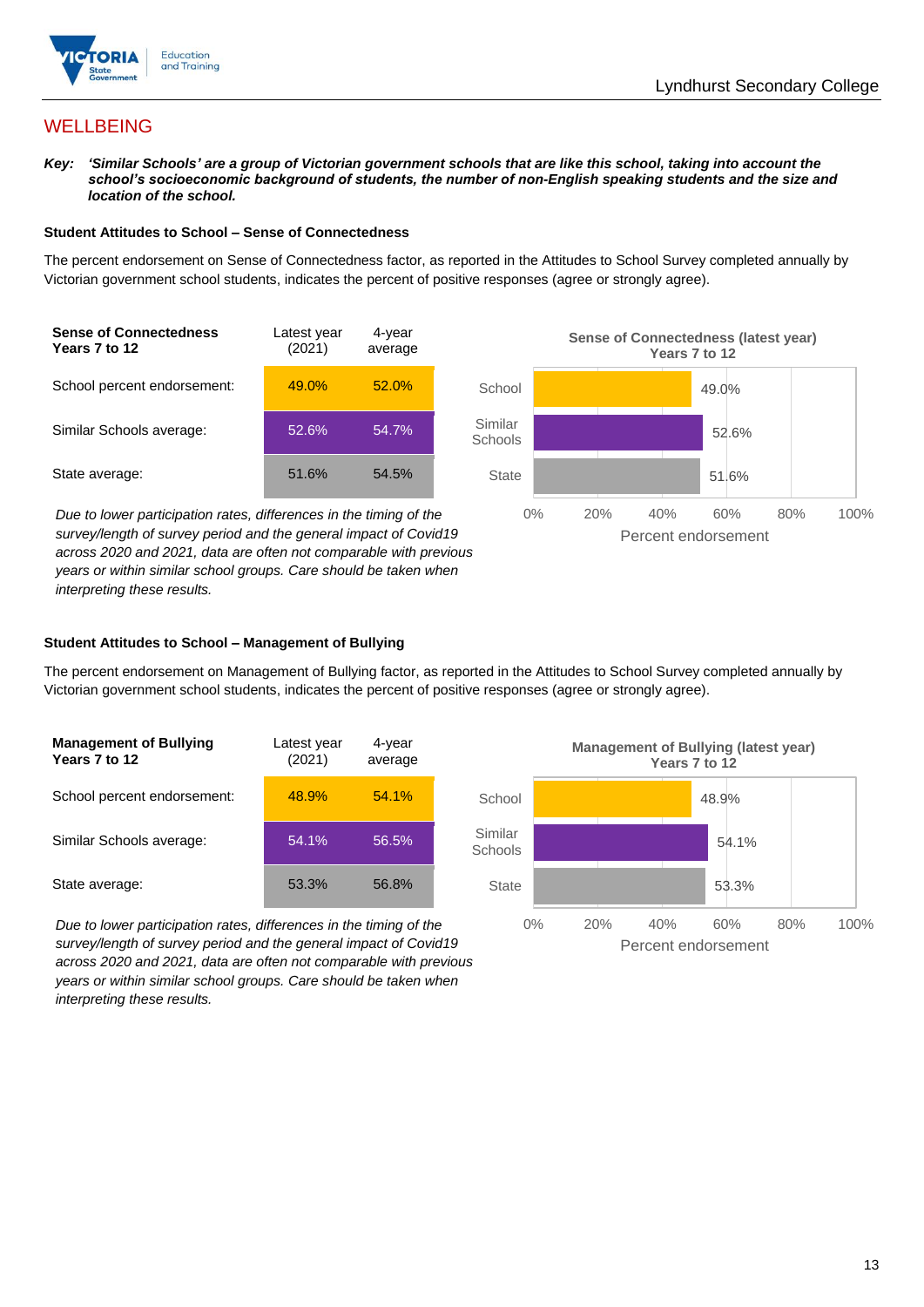# WELLBEING

***Key:*** ***'Similar Schools' are a group of Victorian government schools that are like this school, taking into account the school's socioeconomic background of students, the number of non-English speaking students and the size and location of the school.***

### Student Attitudes to School – Sense of Connectedness

The percent endorsement on Sense of Connectedness factor, as reported in the Attitudes to School Survey completed annually by Victorian government school students, indicates the percent of positive responses (agree or strongly agree).

| **Sense of Connectedness Years 7 to 12** | Latest year (2021) | 4-year average |
|---|---|---|
| School percent endorsement: | 49.0% | 52.0% |
| Similar Schools average: | 52.6% | 54.7% |
| State average: | 51.6% | 54.5% |

*Due to lower participation rates, differences in the timing of the survey/length of survey period and the general impact of Covid19 across 2020 and 2021, data are often not comparable with previous years or within similar school groups. Care should be taken when interpreting these results.*

**Sense of Connectedness (latest year) Years 7 to 12**

| | Percent endorsement |
|---|---|
| School | 49.0% |
| Similar Schools | 52.6% |
| State | 51.6% |

### Student Attitudes to School – Management of Bullying

The percent endorsement on Management of Bullying factor, as reported in the Attitudes to School Survey completed annually by Victorian government school students, indicates the percent of positive responses (agree or strongly agree).

| **Management of Bullying Years 7 to 12** | Latest year (2021) | 4-year average |
|---|---|---|
| School percent endorsement: | 48.9% | 54.1% |
| Similar Schools average: | 54.1% | 56.5% |
| State average: | 53.3% | 56.8% |

*Due to lower participation rates, differences in the timing of the survey/length of survey period and the general impact of Covid19 across 2020 and 2021, data are often not comparable with previous years or within similar school groups. Care should be taken when interpreting these results.*

**Management of Bullying (latest year) Years 7 to 12**

| | Percent endorsement |
|---|---|
| School | 48.9% |
| Similar Schools | 54.1% |
| State | 53.3% |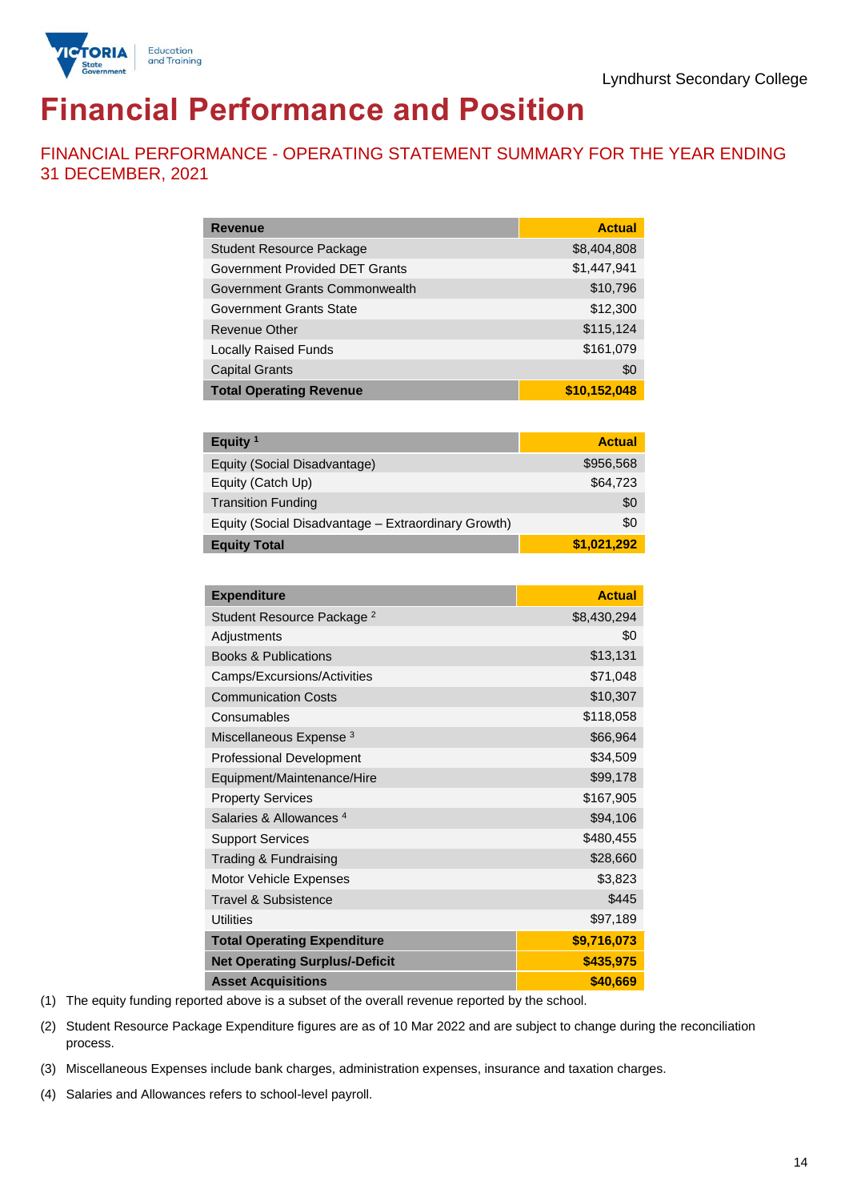# Financial Performance and Position

## FINANCIAL PERFORMANCE - OPERATING STATEMENT SUMMARY FOR THE YEAR ENDING 31 DECEMBER, 2021

| Revenue | Actual |
|---|---|
| Student Resource Package | $8,404,808 |
| Government Provided DET Grants | $1,447,941 |
| Government Grants Commonwealth | $10,796 |
| Government Grants State | $12,300 |
| Revenue Other | $115,124 |
| Locally Raised Funds | $161,079 |
| Capital Grants | $0 |
| **Total Operating Revenue** | **$10,152,048** |

| Equity [1] | Actual |
|---|---|
| Equity (Social Disadvantage) | $956,568 |
| Equity (Catch Up) | $64,723 |
| Transition Funding | $0 |
| Equity (Social Disadvantage – Extraordinary Growth) | $0 |
| **Equity Total** | **$1,021,292** |

| Expenditure | Actual |
|---|---|
| Student Resource Package [2] | $8,430,294 |
| Adjustments | $0 |
| Books & Publications | $13,131 |
| Camps/Excursions/Activities | $71,048 |
| Communication Costs | $10,307 |
| Consumables | $118,058 |
| Miscellaneous Expense [3] | $66,964 |
| Professional Development | $34,509 |
| Equipment/Maintenance/Hire | $99,178 |
| Property Services | $167,905 |
| Salaries & Allowances [4] | $94,106 |
| Support Services | $480,455 |
| Trading & Fundraising | $28,660 |
| Motor Vehicle Expenses | $3,823 |
| Travel & Subsistence | $445 |
| Utilities | $97,189 |
| **Total Operating Expenditure** | **$9,716,073** |
| **Net Operating Surplus/-Deficit** | **$435,975** |
| **Asset Acquisitions** | **$40,669** |

(1) The equity funding reported above is a subset of the overall revenue reported by the school.

(2) Student Resource Package Expenditure figures are as of 10 Mar 2022 and are subject to change during the reconciliation process.

(3) Miscellaneous Expenses include bank charges, administration expenses, insurance and taxation charges.

(4) Salaries and Allowances refers to school-level payroll.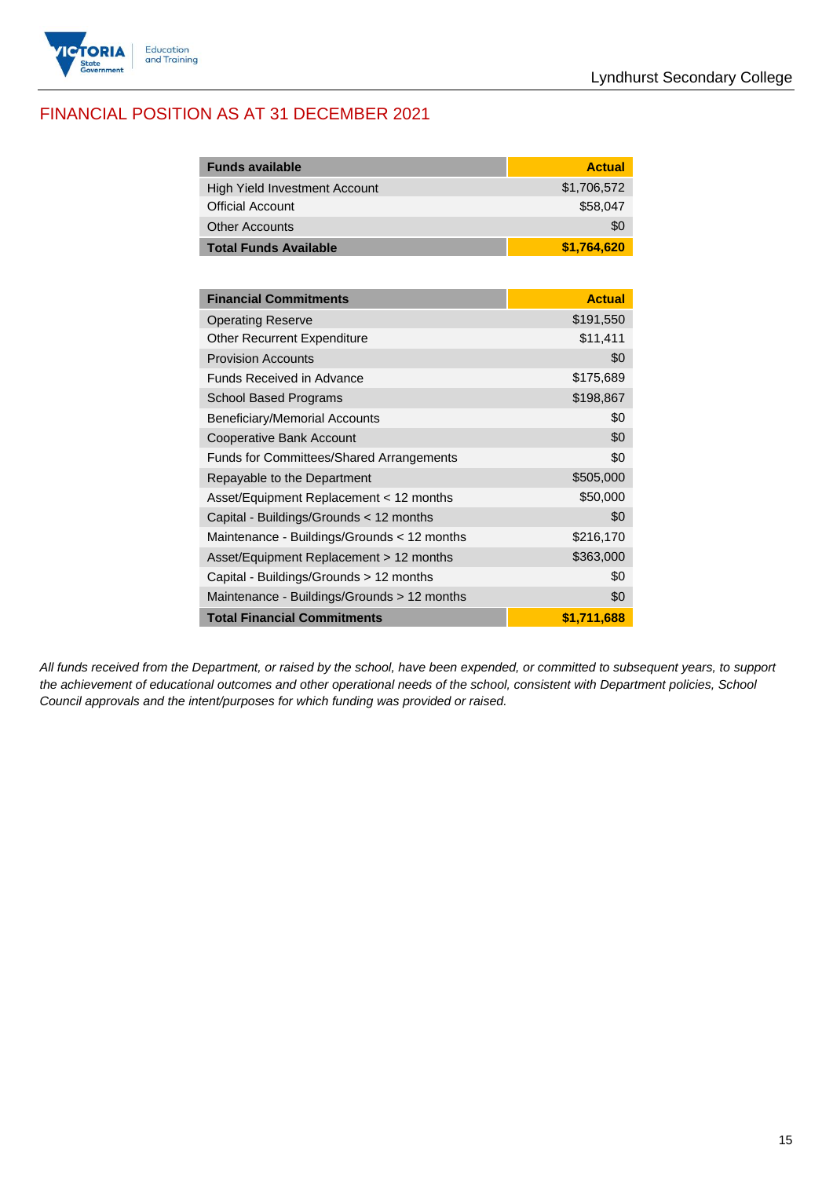# FINANCIAL POSITION AS AT 31 DECEMBER 2021

| Funds available | Actual |
|---|---|
| High Yield Investment Account | $1,706,572 |
| Official Account | $58,047 |
| Other Accounts | $0 |
| **Total Funds Available** | **$1,764,620** |

| Financial Commitments | Actual |
|---|---|
| Operating Reserve | $191,550 |
| Other Recurrent Expenditure | $11,411 |
| Provision Accounts | $0 |
| Funds Received in Advance | $175,689 |
| School Based Programs | $198,867 |
| Beneficiary/Memorial Accounts | $0 |
| Cooperative Bank Account | $0 |
| Funds for Committees/Shared Arrangements | $0 |
| Repayable to the Department | $505,000 |
| Asset/Equipment Replacement < 12 months | $50,000 |
| Capital - Buildings/Grounds < 12 months | $0 |
| Maintenance - Buildings/Grounds < 12 months | $216,170 |
| Asset/Equipment Replacement > 12 months | $363,000 |
| Capital - Buildings/Grounds > 12 months | $0 |
| Maintenance - Buildings/Grounds > 12 months | $0 |
| **Total Financial Commitments** | **$1,711,688** |

*All funds received from the Department, or raised by the school, have been expended, or committed to subsequent years, to support the achievement of educational outcomes and other operational needs of the school, consistent with Department policies, School Council approvals and the intent/purposes for which funding was provided or raised.*